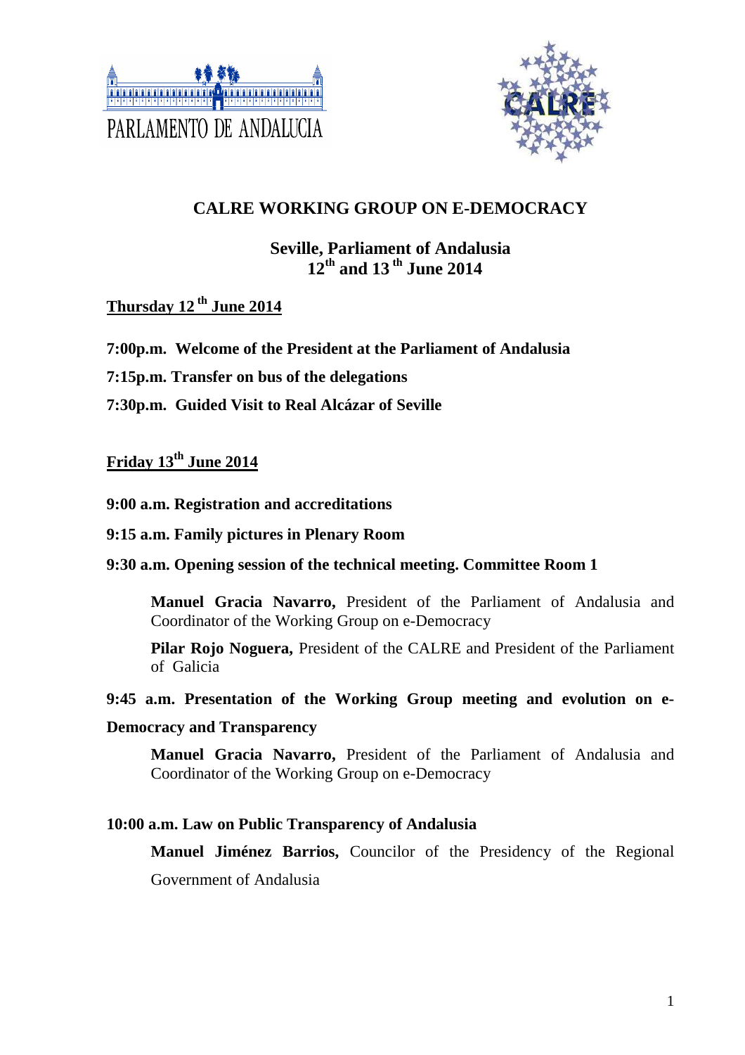PARLAMENTO DE ANDALUCIA

# CALRE WORKING GROUP ON E-DEMOCRACY

## Seville, Parliament of Andalusia
## 12th and 13 th June 2014

**Thursday 12 th June 2014**

**7:00p.m. Welcome of the President at the Parliament of Andalusia**

**7:15p.m. Transfer on bus of the delegations**

**7:30p.m. Guided Visit to Real Alcázar of Seville**

**Friday 13th June 2014**

**9:00 a.m. Registration and accreditations**

**9:15 a.m. Family pictures in Plenary Room**

**9:30 a.m. Opening session of the technical meeting. Committee Room 1**

> **Manuel Gracia Navarro,** President of the Parliament of Andalusia and Coordinator of the Working Group on e-Democracy
>
> **Pilar Rojo Noguera,** President of the CALRE and President of the Parliament of Galicia

**9:45 a.m. Presentation of the Working Group meeting and evolution on e-Democracy and Transparency**

> **Manuel Gracia Navarro,** President of the Parliament of Andalusia and Coordinator of the Working Group on e-Democracy

**10:00 a.m. Law on Public Transparency of Andalusia**

> **Manuel Jiménez Barrios,** Councilor of the Presidency of the Regional Government of Andalusia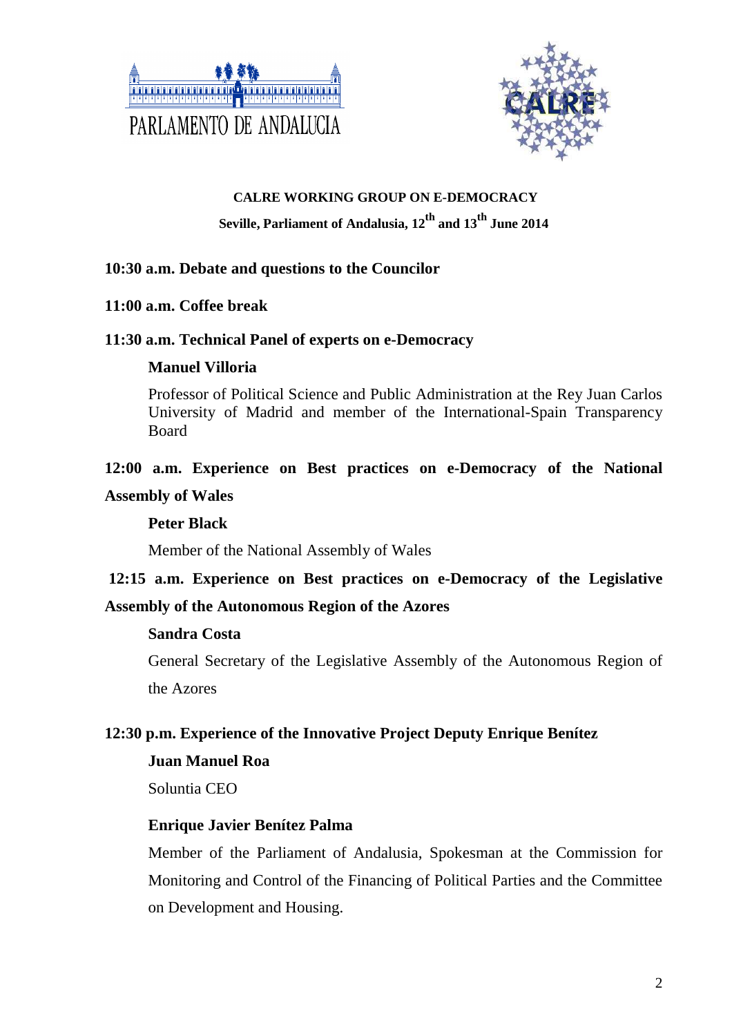PARLAMENTO DE ANDALUCIA

**CALRE WORKING GROUP ON E-DEMOCRACY**

**Seville, Parliament of Andalusia, 12th and 13th June 2014**

**10:30 a.m. Debate and questions to the Councilor**

**11:00 a.m. Coffee break**

**11:30 a.m. Technical Panel of experts on e-Democracy**

**Manuel Villoria**

Professor of Political Science and Public Administration at the Rey Juan Carlos University of Madrid and member of the International-Spain Transparency Board

**12:00 a.m. Experience on Best practices on e-Democracy of the National Assembly of Wales**

**Peter Black**

Member of the National Assembly of Wales

**12:15 a.m. Experience on Best practices on e-Democracy of the Legislative Assembly of the Autonomous Region of the Azores**

**Sandra Costa**

General Secretary of the Legislative Assembly of the Autonomous Region of the Azores

**12:30 p.m. Experience of the Innovative Project Deputy Enrique Benítez**

**Juan Manuel Roa**

Soluntia CEO

**Enrique Javier Benítez Palma**

Member of the Parliament of Andalusia, Spokesman at the Commission for Monitoring and Control of the Financing of Political Parties and the Committee on Development and Housing.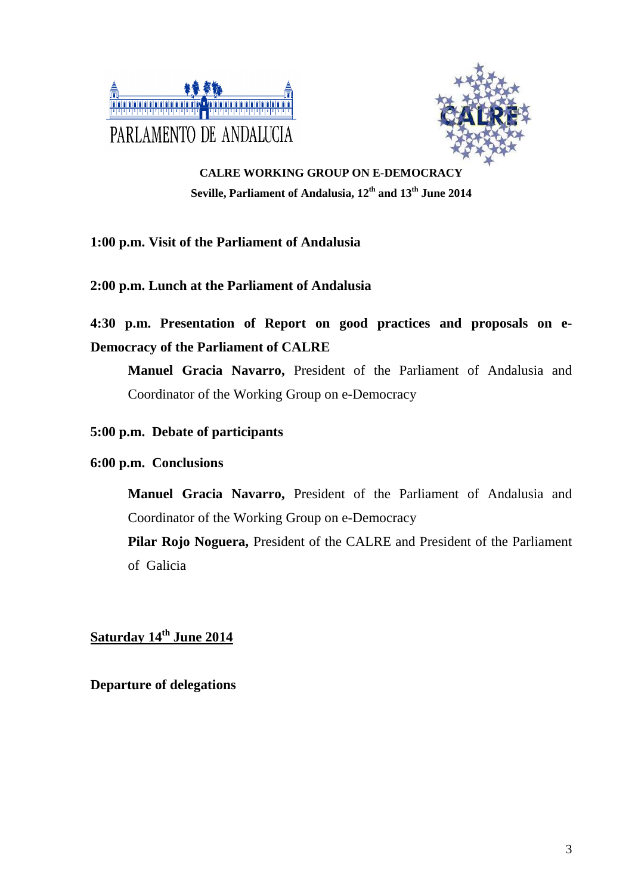PARLAMENTO DE ANDALUCIA

**CALRE WORKING GROUP ON E-DEMOCRACY**

**Seville, Parliament of Andalusia, 12th and 13th June 2014**

**1:00 p.m. Visit of the Parliament of Andalusia**

**2:00 p.m. Lunch at the Parliament of Andalusia**

**4:30 p.m. Presentation of Report on good practices and proposals on e-Democracy of the Parliament of CALRE**

> **Manuel Gracia Navarro,** President of the Parliament of Andalusia and Coordinator of the Working Group on e-Democracy

**5:00 p.m. Debate of participants**

**6:00 p.m. Conclusions**

> **Manuel Gracia Navarro,** President of the Parliament of Andalusia and Coordinator of the Working Group on e-Democracy
>
> **Pilar Rojo Noguera,** President of the CALRE and President of the Parliament of Galicia

## Saturday 14th June 2014

**Departure of delegations**